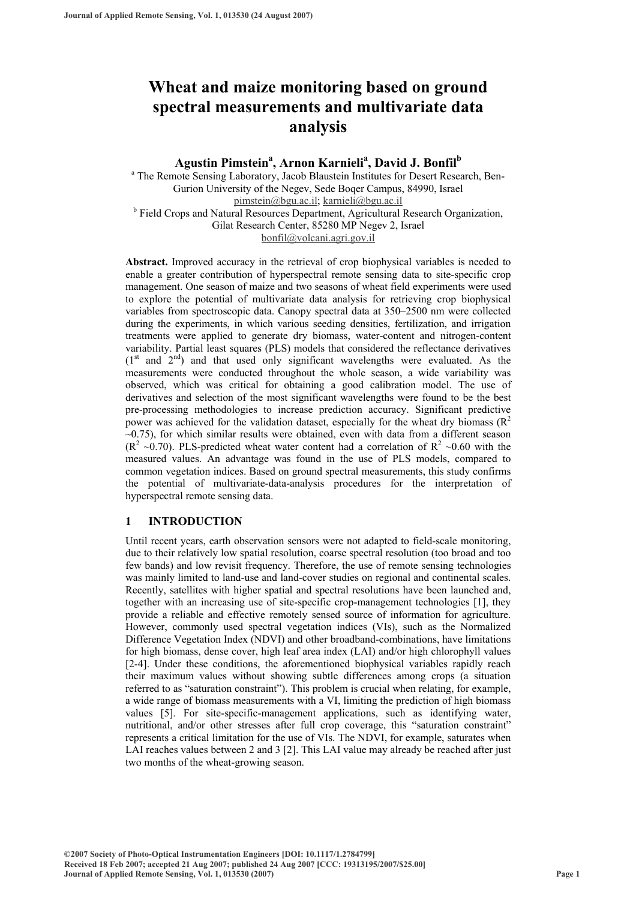# Wheat and maize monitoring based on ground spectral measurements and multivariate data analysis

**Agustin Pimstein[a], Arnon Karnieli[a], David J. Bonfil[b]**

[a] The Remote Sensing Laboratory, Jacob Blaustein Institutes for Desert Research, Ben-Gurion University of the Negev, Sede Boqer Campus, 84990, Israel
pimstein@bgu.ac.il; karnieli@bgu.ac.il

[b] Field Crops and Natural Resources Department, Agricultural Research Organization, Gilat Research Center, 85280 MP Negev 2, Israel
bonfil@volcani.agri.gov.il

**Abstract.** Improved accuracy in the retrieval of crop biophysical variables is needed to enable a greater contribution of hyperspectral remote sensing data to site-specific crop management. One season of maize and two seasons of wheat field experiments were used to explore the potential of multivariate data analysis for retrieving crop biophysical variables from spectroscopic data. Canopy spectral data at 350–2500 nm were collected during the experiments, in which various seeding densities, fertilization, and irrigation treatments were applied to generate dry biomass, water-content and nitrogen-content variability. Partial least squares (PLS) models that considered the reflectance derivatives (1[st] and 2[nd]) and that used only significant wavelengths were evaluated. As the measurements were conducted throughout the whole season, a wide variability was observed, which was critical for obtaining a good calibration model. The use of derivatives and selection of the most significant wavelengths were found to be the best pre-processing methodologies to increase prediction accuracy. Significant predictive power was achieved for the validation dataset, especially for the wheat dry biomass ($R^2$ ~0.75), for which similar results were obtained, even with data from a different season ($R^2$ ~0.70). PLS-predicted wheat water content had a correlation of $R^2$ ~0.60 with the measured values. An advantage was found in the use of PLS models, compared to common vegetation indices. Based on ground spectral measurements, this study confirms the potential of multivariate-data-analysis procedures for the interpretation of hyperspectral remote sensing data.

## 1 INTRODUCTION

Until recent years, earth observation sensors were not adapted to field-scale monitoring, due to their relatively low spatial resolution, coarse spectral resolution (too broad and too few bands) and low revisit frequency. Therefore, the use of remote sensing technologies was mainly limited to land-use and land-cover studies on regional and continental scales. Recently, satellites with higher spatial and spectral resolutions have been launched and, together with an increasing use of site-specific crop-management technologies [1], they provide a reliable and effective remotely sensed source of information for agriculture. However, commonly used spectral vegetation indices (VIs), such as the Normalized Difference Vegetation Index (NDVI) and other broadband-combinations, have limitations for high biomass, dense cover, high leaf area index (LAI) and/or high chlorophyll values [2-4]. Under these conditions, the aforementioned biophysical variables rapidly reach their maximum values without showing subtle differences among crops (a situation referred to as "saturation constraint"). This problem is crucial when relating, for example, a wide range of biomass measurements with a VI, limiting the prediction of high biomass values [5]. For site-specific-management applications, such as identifying water, nutritional, and/or other stresses after full crop coverage, this "saturation constraint" represents a critical limitation for the use of VIs. The NDVI, for example, saturates when LAI reaches values between 2 and 3 [2]. This LAI value may already be reached after just two months of the wheat-growing season.

©2007 Society of Photo-Optical Instrumentation Engineers [DOI: 10.1117/1.2784799]
Received 18 Feb 2007; accepted 21 Aug 2007; published 24 Aug 2007 [CCC: 19313195/2007/$25.00]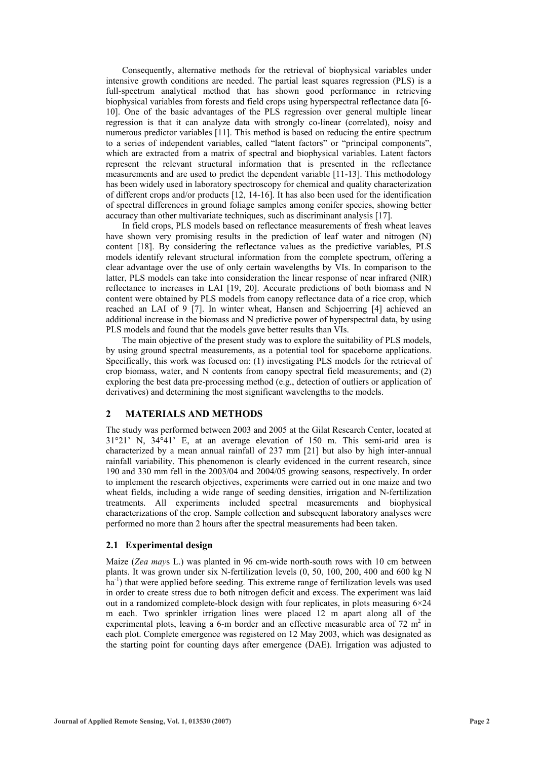Consequently, alternative methods for the retrieval of biophysical variables under intensive growth conditions are needed. The partial least squares regression (PLS) is a full-spectrum analytical method that has shown good performance in retrieving biophysical variables from forests and field crops using hyperspectral reflectance data [6-10]. One of the basic advantages of the PLS regression over general multiple linear regression is that it can analyze data with strongly co-linear (correlated), noisy and numerous predictor variables [11]. This method is based on reducing the entire spectrum to a series of independent variables, called "latent factors" or "principal components", which are extracted from a matrix of spectral and biophysical variables. Latent factors represent the relevant structural information that is presented in the reflectance measurements and are used to predict the dependent variable [11-13]. This methodology has been widely used in laboratory spectroscopy for chemical and quality characterization of different crops and/or products [12, 14-16]. It has also been used for the identification of spectral differences in ground foliage samples among conifer species, showing better accuracy than other multivariate techniques, such as discriminant analysis [17].

In field crops, PLS models based on reflectance measurements of fresh wheat leaves have shown very promising results in the prediction of leaf water and nitrogen (N) content [18]. By considering the reflectance values as the predictive variables, PLS models identify relevant structural information from the complete spectrum, offering a clear advantage over the use of only certain wavelengths by VIs. In comparison to the latter, PLS models can take into consideration the linear response of near infrared (NIR) reflectance to increases in LAI [19, 20]. Accurate predictions of both biomass and N content were obtained by PLS models from canopy reflectance data of a rice crop, which reached an LAI of 9 [7]. In winter wheat, Hansen and Schjoerring [4] achieved an additional increase in the biomass and N predictive power of hyperspectral data, by using PLS models and found that the models gave better results than VIs.

The main objective of the present study was to explore the suitability of PLS models, by using ground spectral measurements, as a potential tool for spaceborne applications. Specifically, this work was focused on: (1) investigating PLS models for the retrieval of crop biomass, water, and N contents from canopy spectral field measurements; and (2) exploring the best data pre-processing method (e.g., detection of outliers or application of derivatives) and determining the most significant wavelengths to the models.

## 2 MATERIALS AND METHODS

The study was performed between 2003 and 2005 at the Gilat Research Center, located at 31°21' N, 34°41' E, at an average elevation of 150 m. This semi-arid area is characterized by a mean annual rainfall of 237 mm [21] but also by high inter-annual rainfall variability. This phenomenon is clearly evidenced in the current research, since 190 and 330 mm fell in the 2003/04 and 2004/05 growing seasons, respectively. In order to implement the research objectives, experiments were carried out in one maize and two wheat fields, including a wide range of seeding densities, irrigation and N-fertilization treatments. All experiments included spectral measurements and biophysical characterizations of the crop. Sample collection and subsequent laboratory analyses were performed no more than 2 hours after the spectral measurements had been taken.

### 2.1 Experimental design

Maize (*Zea mays* L.) was planted in 96 cm-wide north-south rows with 10 cm between plants. It was grown under six N-fertilization levels (0, 50, 100, 200, 400 and 600 kg N $ha^{-1}$) that were applied before seeding. This extreme range of fertilization levels was used in order to create stress due to both nitrogen deficit and excess. The experiment was laid out in a randomized complete-block design with four replicates, in plots measuring 6×24 m each. Two sprinkler irrigation lines were placed 12 m apart along all of the experimental plots, leaving a 6-m border and an effective measurable area of 72 $m^2$ in each plot. Complete emergence was registered on 12 May 2003, which was designated as the starting point for counting days after emergence (DAE). Irrigation was adjusted to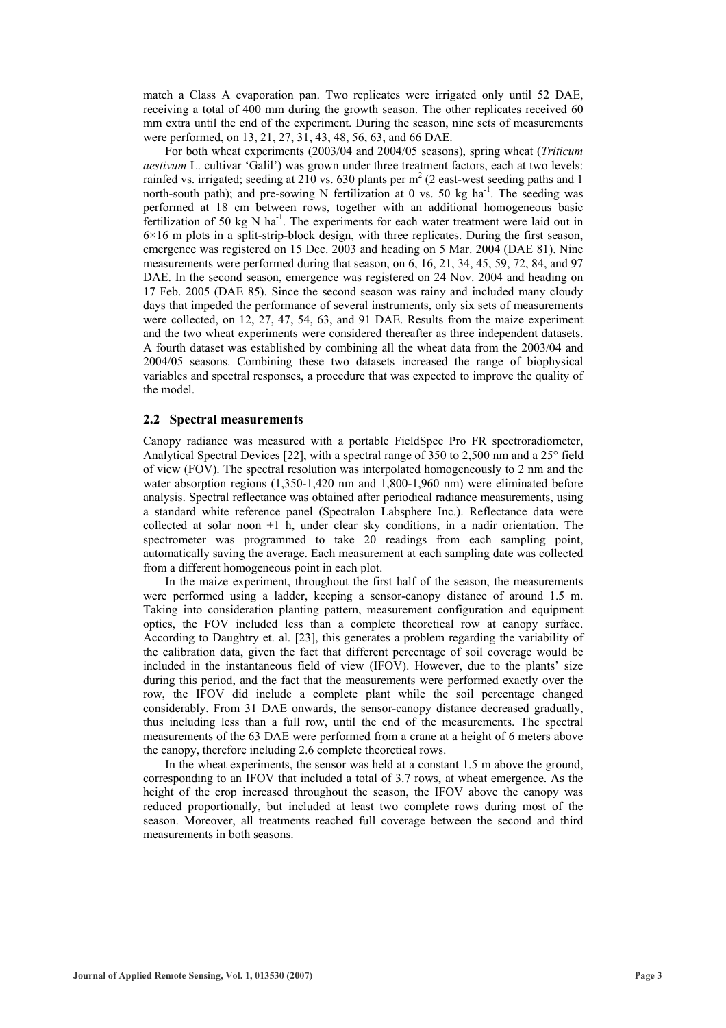match a Class A evaporation pan. Two replicates were irrigated only until 52 DAE, receiving a total of 400 mm during the growth season. The other replicates received 60 mm extra until the end of the experiment. During the season, nine sets of measurements were performed, on 13, 21, 27, 31, 43, 48, 56, 63, and 66 DAE.

For both wheat experiments (2003/04 and 2004/05 seasons), spring wheat (*Triticum aestivum* L. cultivar 'Galil') was grown under three treatment factors, each at two levels: rainfed vs. irrigated; seeding at 210 vs. 630 plants per $m^2$ (2 east-west seeding paths and 1 north-south path); and pre-sowing N fertilization at 0 vs. 50 kg $ha^{-1}$. The seeding was performed at 18 cm between rows, together with an additional homogeneous basic fertilization of 50 kg N $ha^{-1}$. The experiments for each water treatment were laid out in 6×16 m plots in a split-strip-block design, with three replicates. During the first season, emergence was registered on 15 Dec. 2003 and heading on 5 Mar. 2004 (DAE 81). Nine measurements were performed during that season, on 6, 16, 21, 34, 45, 59, 72, 84, and 97 DAE. In the second season, emergence was registered on 24 Nov. 2004 and heading on 17 Feb. 2005 (DAE 85). Since the second season was rainy and included many cloudy days that impeded the performance of several instruments, only six sets of measurements were collected, on 12, 27, 47, 54, 63, and 91 DAE. Results from the maize experiment and the two wheat experiments were considered thereafter as three independent datasets. A fourth dataset was established by combining all the wheat data from the 2003/04 and 2004/05 seasons. Combining these two datasets increased the range of biophysical variables and spectral responses, a procedure that was expected to improve the quality of the model.

### 2.2 Spectral measurements

Canopy radiance was measured with a portable FieldSpec Pro FR spectroradiometer, Analytical Spectral Devices [22], with a spectral range of 350 to 2,500 nm and a 25° field of view (FOV). The spectral resolution was interpolated homogeneously to 2 nm and the water absorption regions (1,350-1,420 nm and 1,800-1,960 nm) were eliminated before analysis. Spectral reflectance was obtained after periodical radiance measurements, using a standard white reference panel (Spectralon Labsphere Inc.). Reflectance data were collected at solar noon ±1 h, under clear sky conditions, in a nadir orientation. The spectrometer was programmed to take 20 readings from each sampling point, automatically saving the average. Each measurement at each sampling date was collected from a different homogeneous point in each plot.

In the maize experiment, throughout the first half of the season, the measurements were performed using a ladder, keeping a sensor-canopy distance of around 1.5 m. Taking into consideration planting pattern, measurement configuration and equipment optics, the FOV included less than a complete theoretical row at canopy surface. According to Daughtry et. al. [23], this generates a problem regarding the variability of the calibration data, given the fact that different percentage of soil coverage would be included in the instantaneous field of view (IFOV). However, due to the plants' size during this period, and the fact that the measurements were performed exactly over the row, the IFOV did include a complete plant while the soil percentage changed considerably. From 31 DAE onwards, the sensor-canopy distance decreased gradually, thus including less than a full row, until the end of the measurements. The spectral measurements of the 63 DAE were performed from a crane at a height of 6 meters above the canopy, therefore including 2.6 complete theoretical rows.

In the wheat experiments, the sensor was held at a constant 1.5 m above the ground, corresponding to an IFOV that included a total of 3.7 rows, at wheat emergence. As the height of the crop increased throughout the season, the IFOV above the canopy was reduced proportionally, but included at least two complete rows during most of the season. Moreover, all treatments reached full coverage between the second and third measurements in both seasons.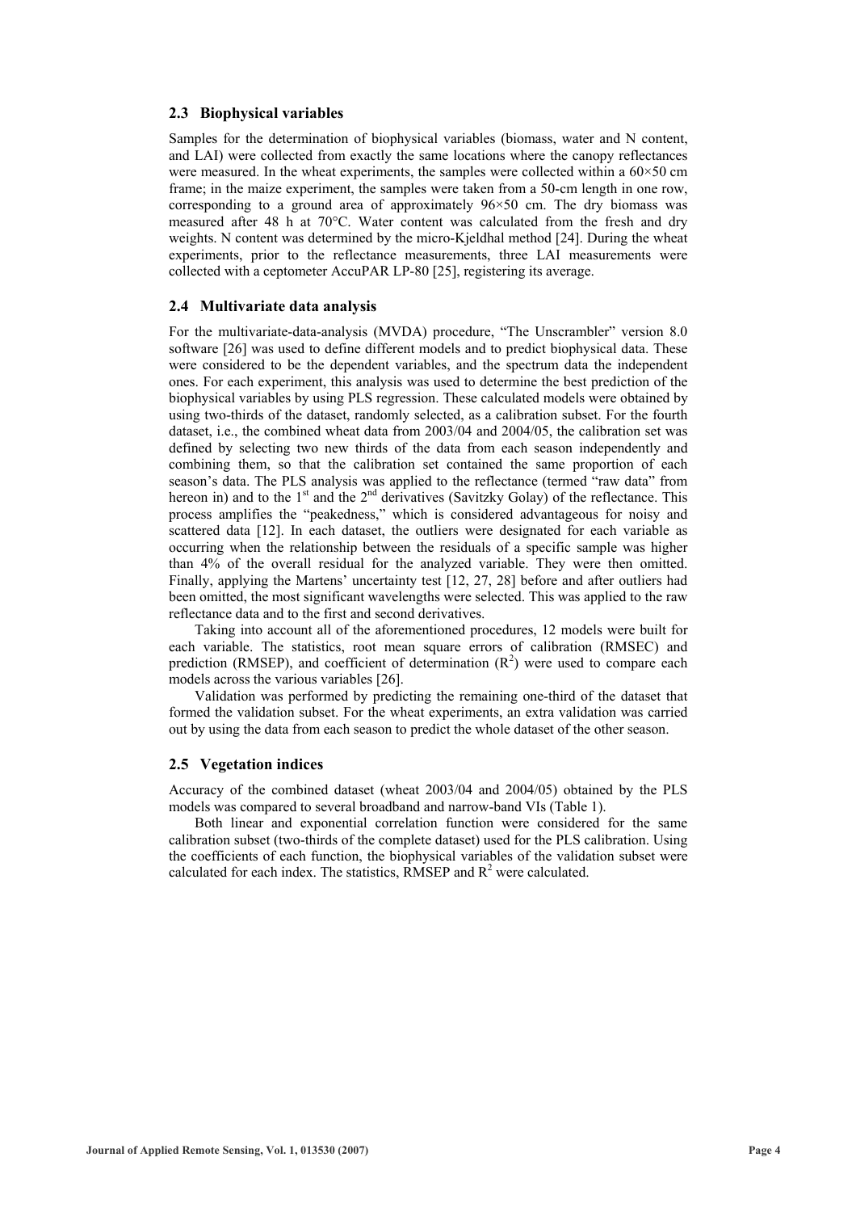### 2.3 Biophysical variables

Samples for the determination of biophysical variables (biomass, water and N content, and LAI) were collected from exactly the same locations where the canopy reflectances were measured. In the wheat experiments, the samples were collected within a 60×50 cm frame; in the maize experiment, the samples were taken from a 50-cm length in one row, corresponding to a ground area of approximately 96×50 cm. The dry biomass was measured after 48 h at 70°C. Water content was calculated from the fresh and dry weights. N content was determined by the micro-Kjeldhal method [24]. During the wheat experiments, prior to the reflectance measurements, three LAI measurements were collected with a ceptometer AccuPAR LP-80 [25], registering its average.

### 2.4 Multivariate data analysis

For the multivariate-data-analysis (MVDA) procedure, "The Unscrambler" version 8.0 software [26] was used to define different models and to predict biophysical data. These were considered to be the dependent variables, and the spectrum data the independent ones. For each experiment, this analysis was used to determine the best prediction of the biophysical variables by using PLS regression. These calculated models were obtained by using two-thirds of the dataset, randomly selected, as a calibration subset. For the fourth dataset, i.e., the combined wheat data from 2003/04 and 2004/05, the calibration set was defined by selecting two new thirds of the data from each season independently and combining them, so that the calibration set contained the same proportion of each season's data. The PLS analysis was applied to the reflectance (termed "raw data" from hereon in) and to the 1st and the 2nd derivatives (Savitzky Golay) of the reflectance. This process amplifies the "peakedness," which is considered advantageous for noisy and scattered data [12]. In each dataset, the outliers were designated for each variable as occurring when the relationship between the residuals of a specific sample was higher than 4% of the overall residual for the analyzed variable. They were then omitted. Finally, applying the Martens' uncertainty test [12, 27, 28] before and after outliers had been omitted, the most significant wavelengths were selected. This was applied to the raw reflectance data and to the first and second derivatives.

Taking into account all of the aforementioned procedures, 12 models were built for each variable. The statistics, root mean square errors of calibration (RMSEC) and prediction (RMSEP), and coefficient of determination ($R^2$) were used to compare each models across the various variables [26].

Validation was performed by predicting the remaining one-third of the dataset that formed the validation subset. For the wheat experiments, an extra validation was carried out by using the data from each season to predict the whole dataset of the other season.

### 2.5 Vegetation indices

Accuracy of the combined dataset (wheat 2003/04 and 2004/05) obtained by the PLS models was compared to several broadband and narrow-band VIs (Table 1).

Both linear and exponential correlation function were considered for the same calibration subset (two-thirds of the complete dataset) used for the PLS calibration. Using the coefficients of each function, the biophysical variables of the validation subset were calculated for each index. The statistics, RMSEP and $R^2$ were calculated.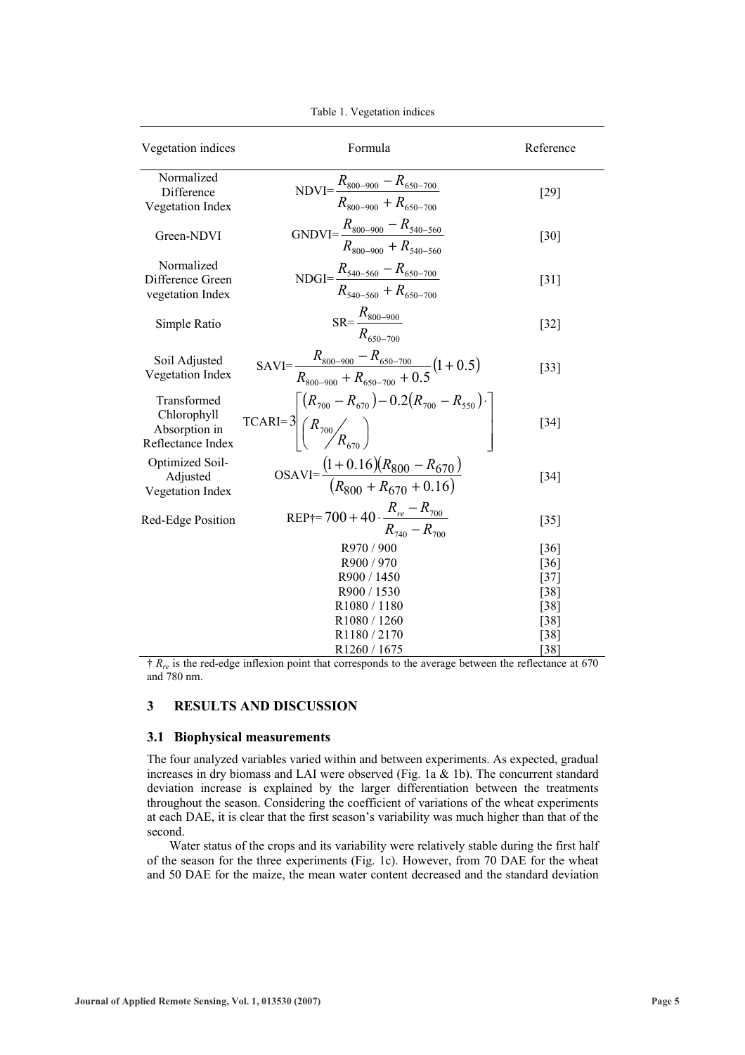Table 1. Vegetation indices

| Vegetation indices | Formula | Reference |
|---|---|---|
| Normalized Difference Vegetation Index | $\text{NDVI}=\dfrac{R_{800-900}-R_{650-700}}{R_{800-900}+R_{650-700}}$ | [29] |
| Green-NDVI | $\text{GNDVI}=\dfrac{R_{800-900}-R_{540-560}}{R_{800-900}+R_{540-560}}$ | [30] |
| Normalized Difference Green vegetation Index | $\text{NDGI}=\dfrac{R_{540-560}-R_{650-700}}{R_{540-560}+R_{650-700}}$ | [31] |
| Simple Ratio | $\text{SR}=\dfrac{R_{800-900}}{R_{650-700}}$ | [32] |
| Soil Adjusted Vegetation Index | $\text{SAVI}=\dfrac{R_{800-900}-R_{650-700}}{R_{800-900}+R_{650-700}+0.5}(1+0.5)$ | [33] |
| Transformed Chlorophyll Absorption in Reflectance Index | $\text{TCARI}=3\left[(R_{700}-R_{670})-0.2(R_{700}-R_{550})\cdot\left(R_{700}/R_{670}\right)\right]$ | [34] |
| Optimized Soil-Adjusted Vegetation Index | $\text{OSAVI}=\dfrac{(1+0.16)(R_{800}-R_{670})}{(R_{800}+R_{670}+0.16)}$ | [34] |
| Red-Edge Position | $\text{REP}^{\dagger}=700+40\cdot\dfrac{R_{re}-R_{700}}{R_{740}-R_{700}}$ | [35] |
| | R970 / 900 | [36] |
| | R900 / 970 | [36] |
| | R900 / 1450 | [37] |
| | R900 / 1530 | [38] |
| | R1080 / 1180 | [38] |
| | R1080 / 1260 | [38] |
| | R1180 / 2170 | [38] |
| | R1260 / 1675 | [38] |

† $R_{re}$ is the red-edge inflexion point that corresponds to the average between the reflectance at 670 and 780 nm.

## 3 RESULTS AND DISCUSSION

### 3.1 Biophysical measurements

The four analyzed variables varied within and between experiments. As expected, gradual increases in dry biomass and LAI were observed (Fig. 1a & 1b). The concurrent standard deviation increase is explained by the larger differentiation between the treatments throughout the season. Considering the coefficient of variations of the wheat experiments at each DAE, it is clear that the first season's variability was much higher than that of the second.

Water status of the crops and its variability were relatively stable during the first half of the season for the three experiments (Fig. 1c). However, from 70 DAE for the wheat and 50 DAE for the maize, the mean water content decreased and the standard deviation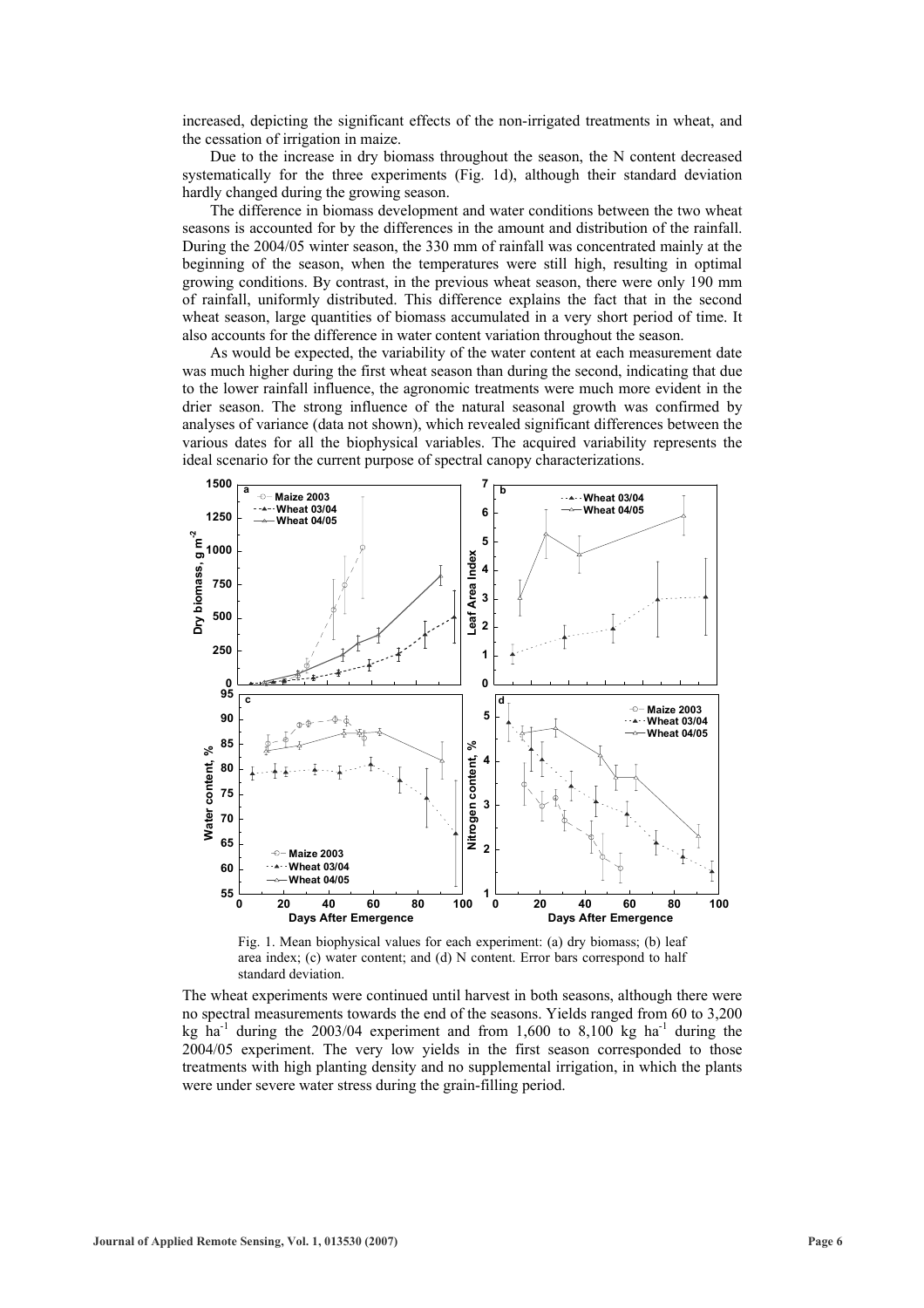increased, depicting the significant effects of the non-irrigated treatments in wheat, and the cessation of irrigation in maize.

Due to the increase in dry biomass throughout the season, the N content decreased systematically for the three experiments (Fig. 1d), although their standard deviation hardly changed during the growing season.

The difference in biomass development and water conditions between the two wheat seasons is accounted for by the differences in the amount and distribution of the rainfall. During the 2004/05 winter season, the 330 mm of rainfall was concentrated mainly at the beginning of the season, when the temperatures were still high, resulting in optimal growing conditions. By contrast, in the previous wheat season, there were only 190 mm of rainfall, uniformly distributed. This difference explains the fact that in the second wheat season, large quantities of biomass accumulated in a very short period of time. It also accounts for the difference in water content variation throughout the season.

As would be expected, the variability of the water content at each measurement date was much higher during the first wheat season than during the second, indicating that due to the lower rainfall influence, the agronomic treatments were much more evident in the drier season. The strong influence of the natural seasonal growth was confirmed by analyses of variance (data not shown), which revealed significant differences between the various dates for all the biophysical variables. The acquired variability represents the ideal scenario for the current purpose of spectral canopy characterizations.

Fig. 1. Mean biophysical values for each experiment: (a) dry biomass; (b) leaf area index; (c) water content; and (d) N content. Error bars correspond to half standard deviation.

The wheat experiments were continued until harvest in both seasons, although there were no spectral measurements towards the end of the seasons. Yields ranged from 60 to 3,200 kg ha$^{-1}$ during the 2003/04 experiment and from 1,600 to 8,100 kg ha$^{-1}$ during the 2004/05 experiment. The very low yields in the first season corresponded to those treatments with high planting density and no supplemental irrigation, in which the plants were under severe water stress during the grain-filling period.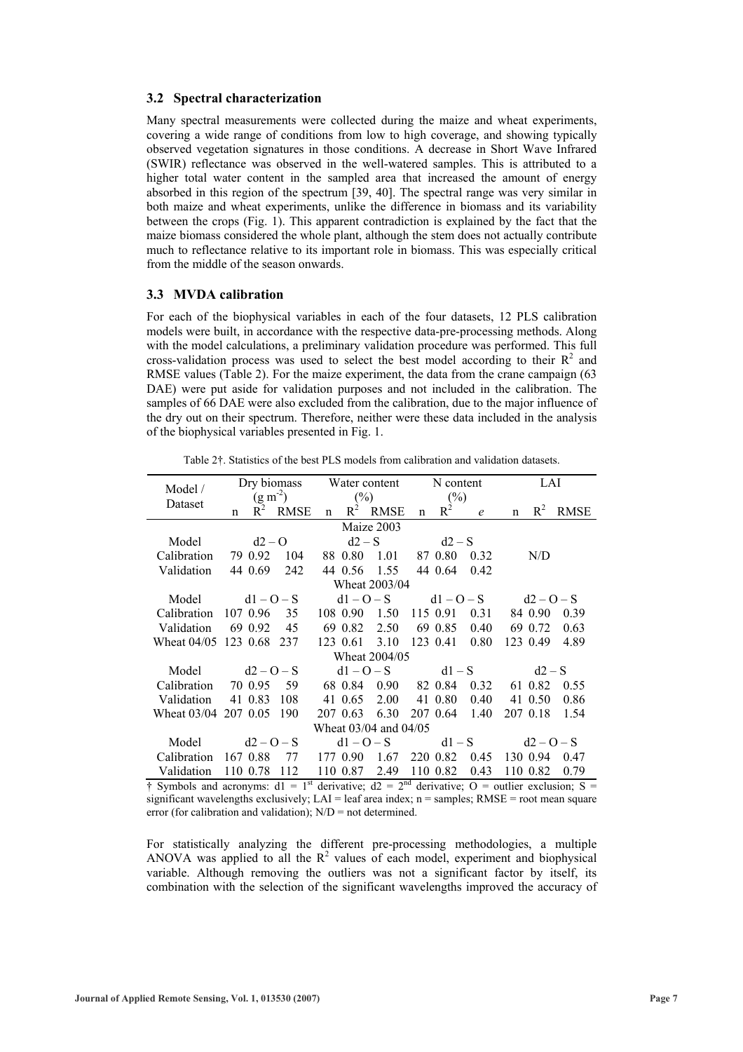### 3.2 Spectral characterization

Many spectral measurements were collected during the maize and wheat experiments, covering a wide range of conditions from low to high coverage, and showing typically observed vegetation signatures in those conditions. A decrease in Short Wave Infrared (SWIR) reflectance was observed in the well-watered samples. This is attributed to a higher total water content in the sampled area that increased the amount of energy absorbed in this region of the spectrum [39, 40]. The spectral range was very similar in both maize and wheat experiments, unlike the difference in biomass and its variability between the crops (Fig. 1). This apparent contradiction is explained by the fact that the maize biomass considered the whole plant, although the stem does not actually contribute much to reflectance relative to its important role in biomass. This was especially critical from the middle of the season onwards.

### 3.3 MVDA calibration

For each of the biophysical variables in each of the four datasets, 12 PLS calibration models were built, in accordance with the respective data-pre-processing methods. Along with the model calculations, a preliminary validation procedure was performed. This full cross-validation process was used to select the best model according to their $R^2$ and RMSE values (Table 2). For the maize experiment, the data from the crane campaign (63 DAE) were put aside for validation purposes and not included in the calibration. The samples of 66 DAE were also excluded from the calibration, due to the major influence of the dry out on their spectrum. Therefore, neither were these data included in the analysis of the biophysical variables presented in Fig. 1.

Table 2†. Statistics of the best PLS models from calibration and validation datasets.

| Model / Dataset | Dry biomass ($g\ m^{-2}$) | | | Water content (%) | | | N content (%) | | | LAI | | |
|---|---|---|---|---|---|---|---|---|---|---|---|---|
| | n | $R^2$ | RMSE | n | $R^2$ | RMSE | n | $R^2$ | *e* | n | $R^2$ | RMSE |
| **Maize 2003** | | | | | | | | | | | | |
| Model | d2 – O | | | d2 – S | | | d2 – S | | | | | |
| Calibration | 79 | 0.92 | 104 | 88 | 0.80 | 1.01 | 87 | 0.80 | 0.32 | N/D | | |
| Validation | 44 | 0.69 | 242 | 44 | 0.56 | 1.55 | 44 | 0.64 | 0.42 | | | |
| **Wheat 2003/04** | | | | | | | | | | | | |
| Model | d1 – O – S | | | d1 – O – S | | | d1 – O – S | | | d2 – O – S | | |
| Calibration | 107 | 0.96 | 35 | 108 | 0.90 | 1.50 | 115 | 0.91 | 0.31 | 84 | 0.90 | 0.39 |
| Validation | 69 | 0.92 | 45 | 69 | 0.82 | 2.50 | 69 | 0.85 | 0.40 | 69 | 0.72 | 0.63 |
| Wheat 04/05 | 123 | 0.68 | 237 | 123 | 0.61 | 3.10 | 123 | 0.41 | 0.80 | 123 | 0.49 | 4.89 |
| **Wheat 2004/05** | | | | | | | | | | | | |
| Model | d2 – O – S | | | d1 – O – S | | | d1 – S | | | d2 – S | | |
| Calibration | 70 | 0.95 | 59 | 68 | 0.84 | 0.90 | 82 | 0.84 | 0.32 | 61 | 0.82 | 0.55 |
| Validation | 41 | 0.83 | 108 | 41 | 0.65 | 2.00 | 41 | 0.80 | 0.40 | 41 | 0.50 | 0.86 |
| Wheat 03/04 | 207 | 0.05 | 190 | 207 | 0.63 | 6.30 | 207 | 0.64 | 1.40 | 207 | 0.18 | 1.54 |
| **Wheat 03/04 and 04/05** | | | | | | | | | | | | |
| Model | d2 – O – S | | | d1 – O – S | | | d1 – S | | | d2 – O – S | | |
| Calibration | 167 | 0.88 | 77 | 177 | 0.90 | 1.67 | 220 | 0.82 | 0.45 | 130 | 0.94 | 0.47 |
| Validation | 110 | 0.78 | 112 | 110 | 0.87 | 2.49 | 110 | 0.82 | 0.43 | 110 | 0.82 | 0.79 |

† Symbols and acronyms: d1 = 1st derivative; d2 = 2nd derivative; O = outlier exclusion; S = significant wavelengths exclusively; LAI = leaf area index; n = samples; RMSE = root mean square error (for calibration and validation); N/D = not determined.

For statistically analyzing the different pre-processing methodologies, a multiple ANOVA was applied to all the $R^2$ values of each model, experiment and biophysical variable. Although removing the outliers was not a significant factor by itself, its combination with the selection of the significant wavelengths improved the accuracy of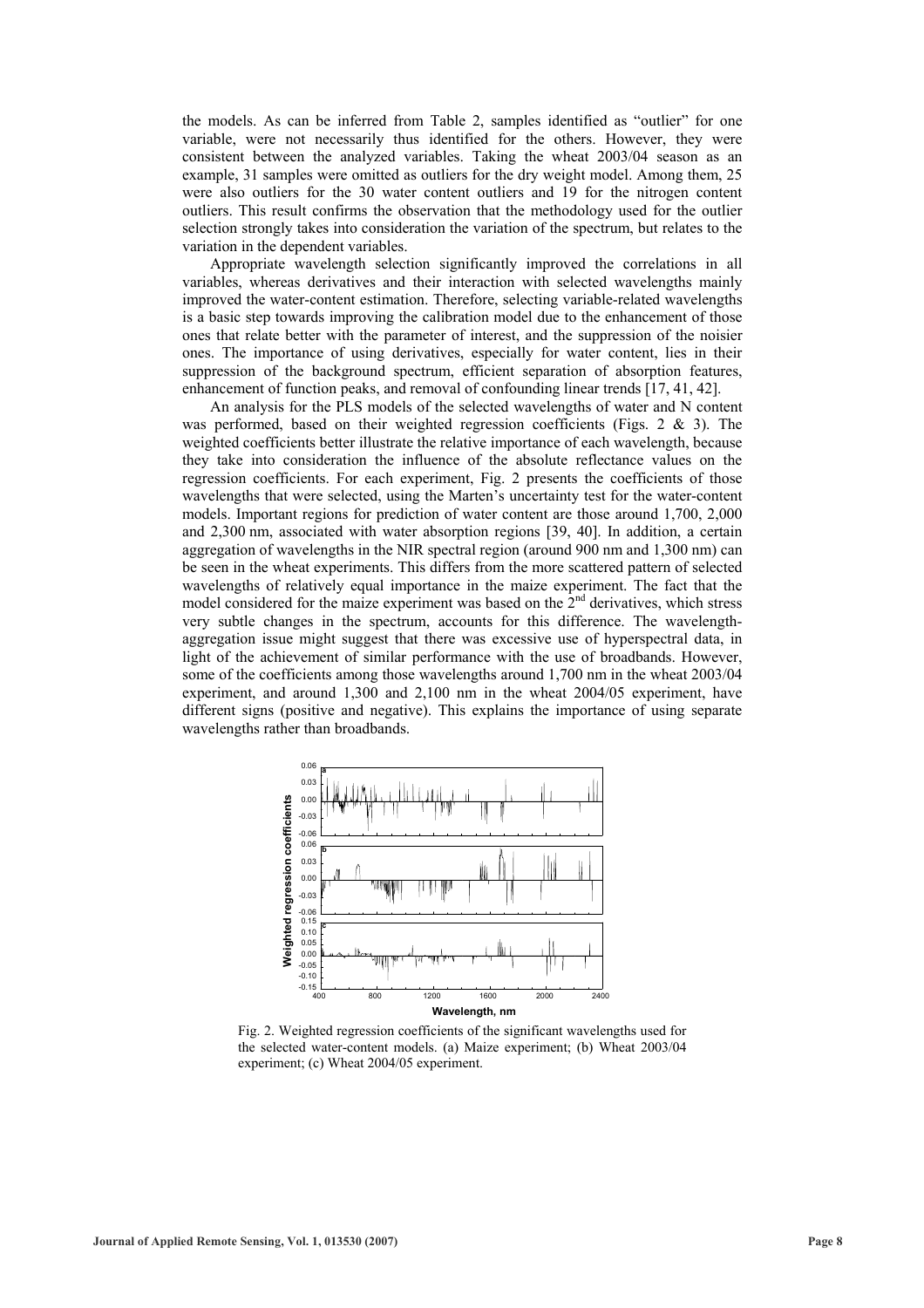the models. As can be inferred from Table 2, samples identified as "outlier" for one variable, were not necessarily thus identified for the others. However, they were consistent between the analyzed variables. Taking the wheat 2003/04 season as an example, 31 samples were omitted as outliers for the dry weight model. Among them, 25 were also outliers for the 30 water content outliers and 19 for the nitrogen content outliers. This result confirms the observation that the methodology used for the outlier selection strongly takes into consideration the variation of the spectrum, but relates to the variation in the dependent variables.

Appropriate wavelength selection significantly improved the correlations in all variables, whereas derivatives and their interaction with selected wavelengths mainly improved the water-content estimation. Therefore, selecting variable-related wavelengths is a basic step towards improving the calibration model due to the enhancement of those ones that relate better with the parameter of interest, and the suppression of the noisier ones. The importance of using derivatives, especially for water content, lies in their suppression of the background spectrum, efficient separation of absorption features, enhancement of function peaks, and removal of confounding linear trends [17, 41, 42].

An analysis for the PLS models of the selected wavelengths of water and N content was performed, based on their weighted regression coefficients (Figs. 2 & 3). The weighted coefficients better illustrate the relative importance of each wavelength, because they take into consideration the influence of the absolute reflectance values on the regression coefficients. For each experiment, Fig. 2 presents the coefficients of those wavelengths that were selected, using the Marten's uncertainty test for the water-content models. Important regions for prediction of water content are those around 1,700, 2,000 and 2,300 nm, associated with water absorption regions [39, 40]. In addition, a certain aggregation of wavelengths in the NIR spectral region (around 900 nm and 1,300 nm) can be seen in the wheat experiments. This differs from the more scattered pattern of selected wavelengths of relatively equal importance in the maize experiment. The fact that the model considered for the maize experiment was based on the 2nd derivatives, which stress very subtle changes in the spectrum, accounts for this difference. The wavelength-aggregation issue might suggest that there was excessive use of hyperspectral data, in light of the achievement of similar performance with the use of broadbands. However, some of the coefficients among those wavelengths around 1,700 nm in the wheat 2003/04 experiment, and around 1,300 and 2,100 nm in the wheat 2004/05 experiment, have different signs (positive and negative). This explains the importance of using separate wavelengths rather than broadbands.

Fig. 2. Weighted regression coefficients of the significant wavelengths used for the selected water-content models. (a) Maize experiment; (b) Wheat 2003/04 experiment; (c) Wheat 2004/05 experiment.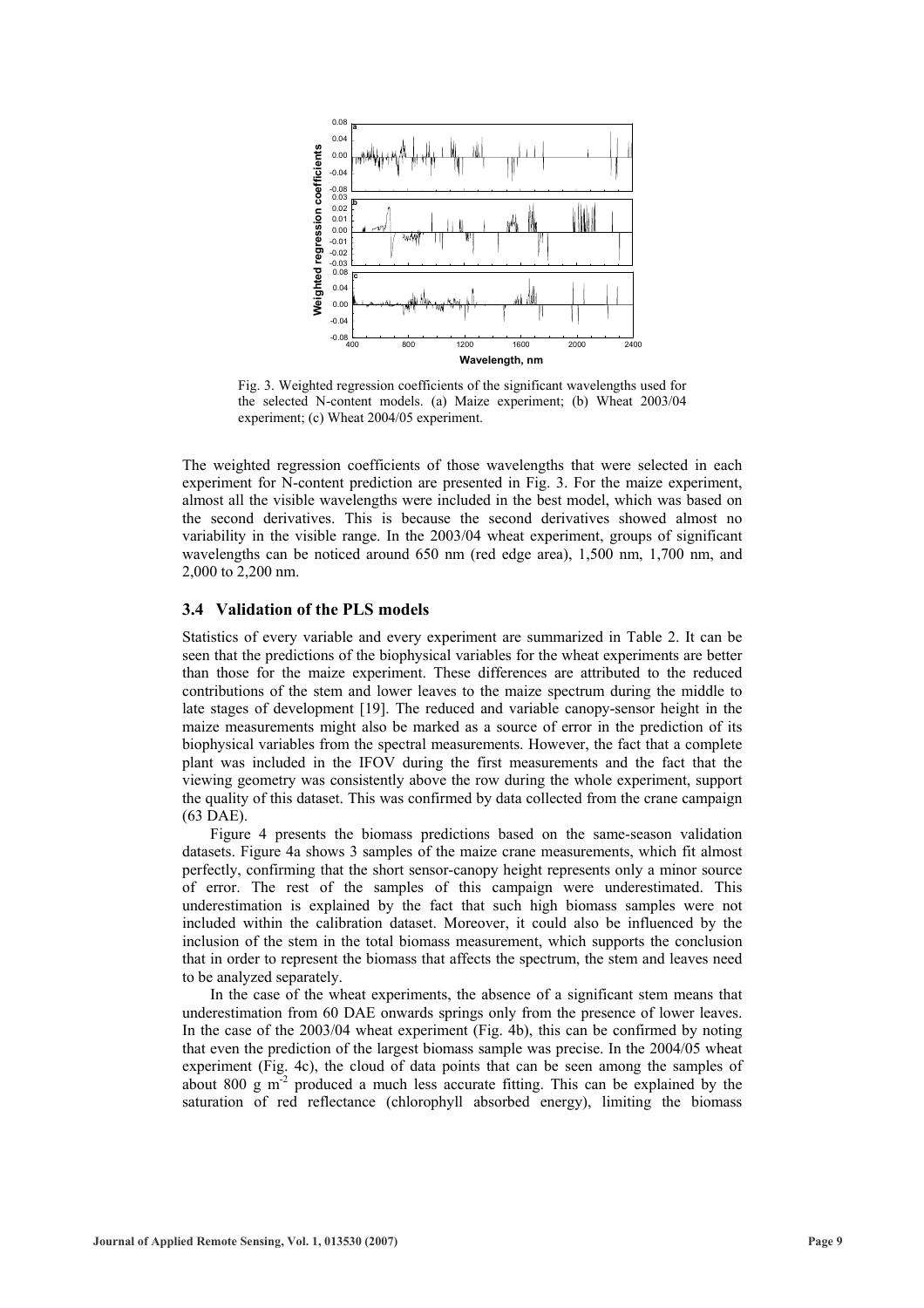Fig. 3. Weighted regression coefficients of the significant wavelengths used for the selected N-content models. (a) Maize experiment; (b) Wheat 2003/04 experiment; (c) Wheat 2004/05 experiment.

The weighted regression coefficients of those wavelengths that were selected in each experiment for N-content prediction are presented in Fig. 3. For the maize experiment, almost all the visible wavelengths were included in the best model, which was based on the second derivatives. This is because the second derivatives showed almost no variability in the visible range. In the 2003/04 wheat experiment, groups of significant wavelengths can be noticed around 650 nm (red edge area), 1,500 nm, 1,700 nm, and 2,000 to 2,200 nm.

### 3.4 Validation of the PLS models

Statistics of every variable and every experiment are summarized in Table 2. It can be seen that the predictions of the biophysical variables for the wheat experiments are better than those for the maize experiment. These differences are attributed to the reduced contributions of the stem and lower leaves to the maize spectrum during the middle to late stages of development [19]. The reduced and variable canopy-sensor height in the maize measurements might also be marked as a source of error in the prediction of its biophysical variables from the spectral measurements. However, the fact that a complete plant was included in the IFOV during the first measurements and the fact that the viewing geometry was consistently above the row during the whole experiment, support the quality of this dataset. This was confirmed by data collected from the crane campaign (63 DAE).

Figure 4 presents the biomass predictions based on the same-season validation datasets. Figure 4a shows 3 samples of the maize crane measurements, which fit almost perfectly, confirming that the short sensor-canopy height represents only a minor source of error. The rest of the samples of this campaign were underestimated. This underestimation is explained by the fact that such high biomass samples were not included within the calibration dataset. Moreover, it could also be influenced by the inclusion of the stem in the total biomass measurement, which supports the conclusion that in order to represent the biomass that affects the spectrum, the stem and leaves need to be analyzed separately.

In the case of the wheat experiments, the absence of a significant stem means that underestimation from 60 DAE onwards springs only from the presence of lower leaves. In the case of the 2003/04 wheat experiment (Fig. 4b), this can be confirmed by noting that even the prediction of the largest biomass sample was precise. In the 2004/05 wheat experiment (Fig. 4c), the cloud of data points that can be seen among the samples of about 800 g $m^{-2}$ produced a much less accurate fitting. This can be explained by the saturation of red reflectance (chlorophyll absorbed energy), limiting the biomass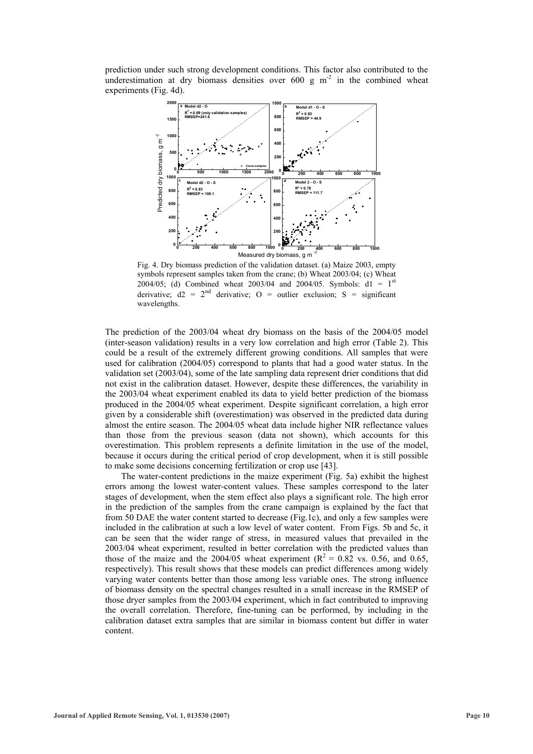prediction under such strong development conditions. This factor also contributed to the underestimation at dry biomass densities over 600 g m$^{-2}$ in the combined wheat experiments (Fig. 4d).

Fig. 4. Dry biomass prediction of the validation dataset. (a) Maize 2003, empty symbols represent samples taken from the crane; (b) Wheat 2003/04; (c) Wheat 2004/05; (d) Combined wheat 2003/04 and 2004/05. Symbols: d1 = 1$^{st}$ derivative; d2 = 2$^{nd}$ derivative; O = outlier exclusion; S = significant wavelengths.

The prediction of the 2003/04 wheat dry biomass on the basis of the 2004/05 model (inter-season validation) results in a very low correlation and high error (Table 2). This could be a result of the extremely different growing conditions. All samples that were used for calibration (2004/05) correspond to plants that had a good water status. In the validation set (2003/04), some of the late sampling data represent drier conditions that did not exist in the calibration dataset. However, despite these differences, the variability in the 2003/04 wheat experiment enabled its data to yield better prediction of the biomass produced in the 2004/05 wheat experiment. Despite significant correlation, a high error given by a considerable shift (overestimation) was observed in the predicted data during almost the entire season. The 2004/05 wheat data include higher NIR reflectance values than those from the previous season (data not shown), which accounts for this overestimation. This problem represents a definite limitation in the use of the model, because it occurs during the critical period of crop development, when it is still possible to make some decisions concerning fertilization or crop use [43].

The water-content predictions in the maize experiment (Fig. 5a) exhibit the highest errors among the lowest water-content values. These samples correspond to the later stages of development, when the stem effect also plays a significant role. The high error in the prediction of the samples from the crane campaign is explained by the fact that from 50 DAE the water content started to decrease (Fig.1c), and only a few samples were included in the calibration at such a low level of water content. From Figs. 5b and 5c, it can be seen that the wider range of stress, in measured values that prevailed in the 2003/04 wheat experiment, resulted in better correlation with the predicted values than those of the maize and the 2004/05 wheat experiment ($R^2$ = 0.82 vs. 0.56, and 0.65, respectively). This result shows that these models can predict differences among widely varying water contents better than those among less variable ones. The strong influence of biomass density on the spectral changes resulted in a small increase in the RMSEP of those dryer samples from the 2003/04 experiment, which in fact contributed to improving the overall correlation. Therefore, fine-tuning can be performed, by including in the calibration dataset extra samples that are similar in biomass content but differ in water content.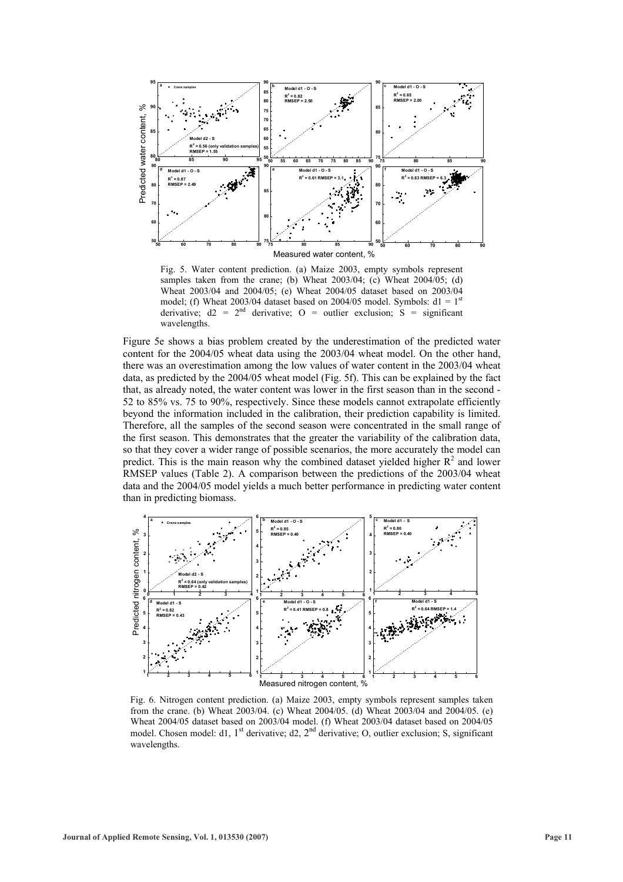Fig. 5. Water content prediction. (a) Maize 2003, empty symbols represent samples taken from the crane; (b) Wheat 2003/04; (c) Wheat 2004/05; (d) Wheat 2003/04 and 2004/05; (e) Wheat 2004/05 dataset based on 2003/04 model; (f) Wheat 2003/04 dataset based on 2004/05 model. Symbols: d1 = 1[st] derivative; d2 = 2[nd] derivative; O = outlier exclusion; S = significant wavelengths.

Figure 5e shows a bias problem created by the underestimation of the predicted water content for the 2004/05 wheat data using the 2003/04 wheat model. On the other hand, there was an overestimation among the low values of water content in the 2003/04 wheat data, as predicted by the 2004/05 wheat model (Fig. 5f). This can be explained by the fact that, as already noted, the water content was lower in the first season than in the second - 52 to 85% vs. 75 to 90%, respectively. Since these models cannot extrapolate efficiently beyond the information included in the calibration, their prediction capability is limited. Therefore, all the samples of the second season were concentrated in the small range of the first season. This demonstrates that the greater the variability of the calibration data, so that they cover a wider range of possible scenarios, the more accurately the model can predict. This is the main reason why the combined dataset yielded higher $R^2$ and lower RMSEP values (Table 2). A comparison between the predictions of the 2003/04 wheat data and the 2004/05 model yields a much better performance in predicting water content than in predicting biomass.

Fig. 6. Nitrogen content prediction. (a) Maize 2003, empty symbols represent samples taken from the crane. (b) Wheat 2003/04. (c) Wheat 2004/05. (d) Wheat 2003/04 and 2004/05. (e) Wheat 2004/05 dataset based on 2003/04 model. (f) Wheat 2003/04 dataset based on 2004/05 model. Chosen model: d1, 1[st] derivative; d2, 2[nd] derivative; O, outlier exclusion; S, significant wavelengths.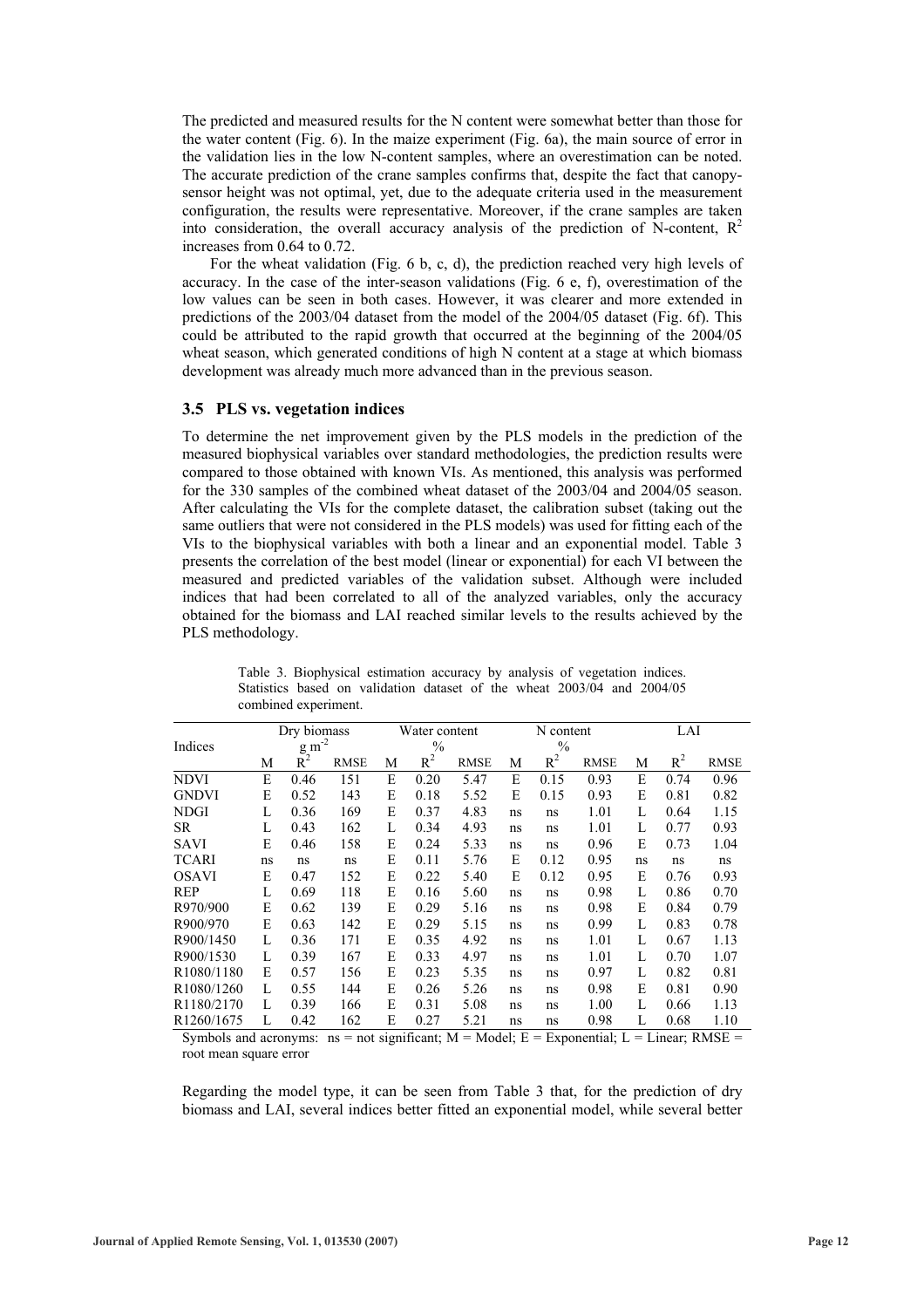The predicted and measured results for the N content were somewhat better than those for the water content (Fig. 6). In the maize experiment (Fig. 6a), the main source of error in the validation lies in the low N-content samples, where an overestimation can be noted. The accurate prediction of the crane samples confirms that, despite the fact that canopy-sensor height was not optimal, yet, due to the adequate criteria used in the measurement configuration, the results were representative. Moreover, if the crane samples are taken into consideration, the overall accuracy analysis of the prediction of N-content, $R^2$ increases from 0.64 to 0.72.

For the wheat validation (Fig. 6 b, c, d), the prediction reached very high levels of accuracy. In the case of the inter-season validations (Fig. 6 e, f), overestimation of the low values can be seen in both cases. However, it was clearer and more extended in predictions of the 2003/04 dataset from the model of the 2004/05 dataset (Fig. 6f). This could be attributed to the rapid growth that occurred at the beginning of the 2004/05 wheat season, which generated conditions of high N content at a stage at which biomass development was already much more advanced than in the previous season.

### 3.5 PLS vs. vegetation indices

To determine the net improvement given by the PLS models in the prediction of the measured biophysical variables over standard methodologies, the prediction results were compared to those obtained with known VIs. As mentioned, this analysis was performed for the 330 samples of the combined wheat dataset of the 2003/04 and 2004/05 season. After calculating the VIs for the complete dataset, the calibration subset (taking out the same outliers that were not considered in the PLS models) was used for fitting each of the VIs to the biophysical variables with both a linear and an exponential model. Table 3 presents the correlation of the best model (linear or exponential) for each VI between the measured and predicted variables of the validation subset. Although were included indices that had been correlated to all of the analyzed variables, only the accuracy obtained for the biomass and LAI reached similar levels to the results achieved by the PLS methodology.

Table 3. Biophysical estimation accuracy by analysis of vegetation indices. Statistics based on validation dataset of the wheat 2003/04 and 2004/05 combined experiment.

| Indices | Dry biomass $g\ m^{-2}$ | | | Water content % | | | N content % | | | LAI | | |
|---|---|---|---|---|---|---|---|---|---|---|---|---|
| | M | $R^2$ | RMSE | M | $R^2$ | RMSE | M | $R^2$ | RMSE | M | $R^2$ | RMSE |
| NDVI | E | 0.46 | 151 | E | 0.20 | 5.47 | E | 0.15 | 0.93 | E | 0.74 | 0.96 |
| GNDVI | E | 0.52 | 143 | E | 0.18 | 5.52 | E | 0.15 | 0.93 | E | 0.81 | 0.82 |
| NDGI | L | 0.36 | 169 | E | 0.37 | 4.83 | ns | ns | 1.01 | L | 0.64 | 1.15 |
| SR | L | 0.43 | 162 | L | 0.34 | 4.93 | ns | ns | 1.01 | L | 0.77 | 0.93 |
| SAVI | E | 0.46 | 158 | E | 0.24 | 5.33 | ns | ns | 0.96 | E | 0.73 | 1.04 |
| TCARI | ns | ns | ns | E | 0.11 | 5.76 | E | 0.12 | 0.95 | ns | ns | ns |
| OSAVI | E | 0.47 | 152 | E | 0.22 | 5.40 | E | 0.12 | 0.95 | E | 0.76 | 0.93 |
| REP | L | 0.69 | 118 | E | 0.16 | 5.60 | ns | ns | 0.98 | L | 0.86 | 0.70 |
| R970/900 | E | 0.62 | 139 | E | 0.29 | 5.16 | ns | ns | 0.98 | E | 0.84 | 0.79 |
| R900/970 | E | 0.63 | 142 | E | 0.29 | 5.15 | ns | ns | 0.99 | L | 0.83 | 0.78 |
| R900/1450 | L | 0.36 | 171 | E | 0.35 | 4.92 | ns | ns | 1.01 | L | 0.67 | 1.13 |
| R900/1530 | L | 0.39 | 167 | E | 0.33 | 4.97 | ns | ns | 1.01 | L | 0.70 | 1.07 |
| R1080/1180 | E | 0.57 | 156 | E | 0.23 | 5.35 | ns | ns | 0.97 | L | 0.82 | 0.81 |
| R1080/1260 | L | 0.55 | 144 | E | 0.26 | 5.26 | ns | ns | 0.98 | E | 0.81 | 0.90 |
| R1180/2170 | L | 0.39 | 166 | E | 0.31 | 5.08 | ns | ns | 1.00 | L | 0.66 | 1.13 |
| R1260/1675 | L | 0.42 | 162 | E | 0.27 | 5.21 | ns | ns | 0.98 | L | 0.68 | 1.10 |

Symbols and acronyms: ns = not significant; M = Model; E = Exponential; L = Linear; RMSE = root mean square error

Regarding the model type, it can be seen from Table 3 that, for the prediction of dry biomass and LAI, several indices better fitted an exponential model, while several better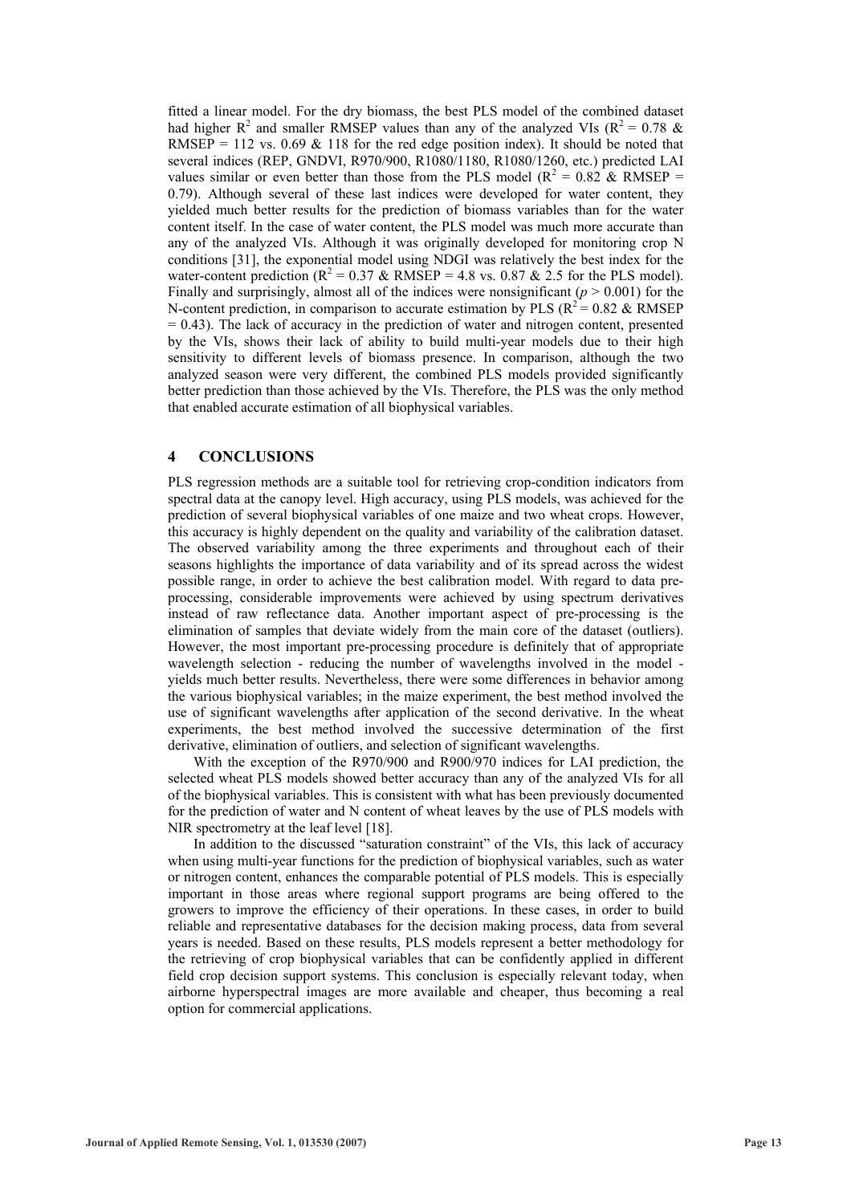fitted a linear model. For the dry biomass, the best PLS model of the combined dataset had higher $R^2$ and smaller RMSEP values than any of the analyzed VIs ($R^2 = 0.78$ & RMSEP = 112 vs. 0.69 & 118 for the red edge position index). It should be noted that several indices (REP, GNDVI, R970/900, R1080/1180, R1080/1260, etc.) predicted LAI values similar or even better than those from the PLS model ($R^2 = 0.82$ & RMSEP = 0.79). Although several of these last indices were developed for water content, they yielded much better results for the prediction of biomass variables than for the water content itself. In the case of water content, the PLS model was much more accurate than any of the analyzed VIs. Although it was originally developed for monitoring crop N conditions [31], the exponential model using NDGI was relatively the best index for the water-content prediction ($R^2 = 0.37$ & RMSEP = 4.8 vs. 0.87 & 2.5 for the PLS model). Finally and surprisingly, almost all of the indices were nonsignificant ($p > 0.001$) for the N-content prediction, in comparison to accurate estimation by PLS ($R^2 = 0.82$ & RMSEP = 0.43). The lack of accuracy in the prediction of water and nitrogen content, presented by the VIs, shows their lack of ability to build multi-year models due to their high sensitivity to different levels of biomass presence. In comparison, although the two analyzed season were very different, the combined PLS models provided significantly better prediction than those achieved by the VIs. Therefore, the PLS was the only method that enabled accurate estimation of all biophysical variables.

## 4 CONCLUSIONS

PLS regression methods are a suitable tool for retrieving crop-condition indicators from spectral data at the canopy level. High accuracy, using PLS models, was achieved for the prediction of several biophysical variables of one maize and two wheat crops. However, this accuracy is highly dependent on the quality and variability of the calibration dataset. The observed variability among the three experiments and throughout each of their seasons highlights the importance of data variability and of its spread across the widest possible range, in order to achieve the best calibration model. With regard to data pre-processing, considerable improvements were achieved by using spectrum derivatives instead of raw reflectance data. Another important aspect of pre-processing is the elimination of samples that deviate widely from the main core of the dataset (outliers). However, the most important pre-processing procedure is definitely that of appropriate wavelength selection - reducing the number of wavelengths involved in the model - yields much better results. Nevertheless, there were some differences in behavior among the various biophysical variables; in the maize experiment, the best method involved the use of significant wavelengths after application of the second derivative. In the wheat experiments, the best method involved the successive determination of the first derivative, elimination of outliers, and selection of significant wavelengths.

With the exception of the R970/900 and R900/970 indices for LAI prediction, the selected wheat PLS models showed better accuracy than any of the analyzed VIs for all of the biophysical variables. This is consistent with what has been previously documented for the prediction of water and N content of wheat leaves by the use of PLS models with NIR spectrometry at the leaf level [18].

In addition to the discussed "saturation constraint" of the VIs, this lack of accuracy when using multi-year functions for the prediction of biophysical variables, such as water or nitrogen content, enhances the comparable potential of PLS models. This is especially important in those areas where regional support programs are being offered to the growers to improve the efficiency of their operations. In these cases, in order to build reliable and representative databases for the decision making process, data from several years is needed. Based on these results, PLS models represent a better methodology for the retrieving of crop biophysical variables that can be confidently applied in different field crop decision support systems. This conclusion is especially relevant today, when airborne hyperspectral images are more available and cheaper, thus becoming a real option for commercial applications.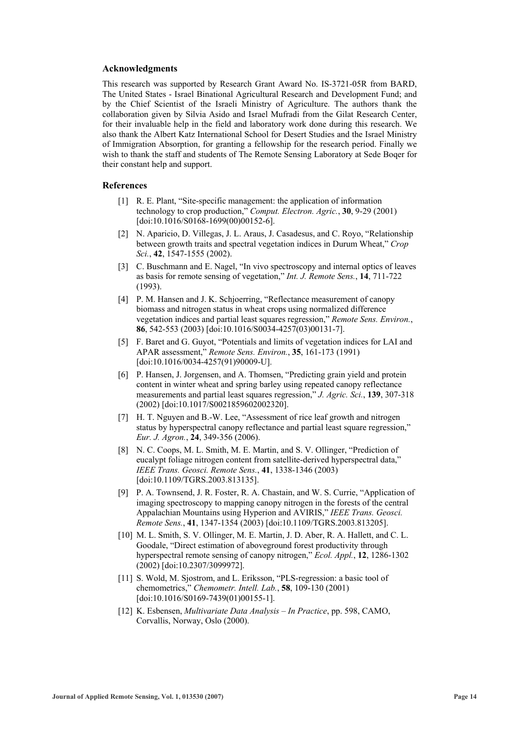### Acknowledgments

This research was supported by Research Grant Award No. IS-3721-05R from BARD, The United States - Israel Binational Agricultural Research and Development Fund; and by the Chief Scientist of the Israeli Ministry of Agriculture. The authors thank the collaboration given by Silvia Asido and Israel Mufradi from the Gilat Research Center, for their invaluable help in the field and laboratory work done during this research. We also thank the Albert Katz International School for Desert Studies and the Israel Ministry of Immigration Absorption, for granting a fellowship for the research period. Finally we wish to thank the staff and students of The Remote Sensing Laboratory at Sede Boqer for their constant help and support.

### References

[1] R. E. Plant, "Site-specific management: the application of information technology to crop production," *Comput. Electron. Agric.*, **30**, 9-29 (2001) [doi:10.1016/S0168-1699(00)00152-6].

[2] N. Aparicio, D. Villegas, J. L. Araus, J. Casadesus, and C. Royo, "Relationship between growth traits and spectral vegetation indices in Durum Wheat," *Crop Sci.*, **42**, 1547-1555 (2002).

[3] C. Buschmann and E. Nagel, "In vivo spectroscopy and internal optics of leaves as basis for remote sensing of vegetation," *Int. J. Remote Sens.*, **14**, 711-722 (1993).

[4] P. M. Hansen and J. K. Schjoerring, "Reflectance measurement of canopy biomass and nitrogen status in wheat crops using normalized difference vegetation indices and partial least squares regression," *Remote Sens. Environ.*, **86**, 542-553 (2003) [doi:10.1016/S0034-4257(03)00131-7].

[5] F. Baret and G. Guyot, "Potentials and limits of vegetation indices for LAI and APAR assessment," *Remote Sens. Environ.*, **35**, 161-173 (1991) [doi:10.1016/0034-4257(91)90009-U].

[6] P. Hansen, J. Jorgensen, and A. Thomsen, "Predicting grain yield and protein content in winter wheat and spring barley using repeated canopy reflectance measurements and partial least squares regression," *J. Agric. Sci.*, **139**, 307-318 (2002) [doi:10.1017/S0021859602002320].

[7] H. T. Nguyen and B.-W. Lee, "Assessment of rice leaf growth and nitrogen status by hyperspectral canopy reflectance and partial least square regression," *Eur. J. Agron.*, **24**, 349-356 (2006).

[8] N. C. Coops, M. L. Smith, M. E. Martin, and S. V. Ollinger, "Prediction of eucalypt foliage nitrogen content from satellite-derived hyperspectral data," *IEEE Trans. Geosci. Remote Sens.*, **41**, 1338-1346 (2003) [doi:10.1109/TGRS.2003.813135].

[9] P. A. Townsend, J. R. Foster, R. A. Chastain, and W. S. Currie, "Application of imaging spectroscopy to mapping canopy nitrogen in the forests of the central Appalachian Mountains using Hyperion and AVIRIS," *IEEE Trans. Geosci. Remote Sens.*, **41**, 1347-1354 (2003) [doi:10.1109/TGRS.2003.813205].

[10] M. L. Smith, S. V. Ollinger, M. E. Martin, J. D. Aber, R. A. Hallett, and C. L. Goodale, "Direct estimation of aboveground forest productivity through hyperspectral remote sensing of canopy nitrogen," *Ecol. Appl.*, **12**, 1286-1302 (2002) [doi:10.2307/3099972].

[11] S. Wold, M. Sjostrom, and L. Eriksson, "PLS-regression: a basic tool of chemometrics," *Chemometr. Intell. Lab.*, **58**, 109-130 (2001) [doi:10.1016/S0169-7439(01)00155-1].

[12] K. Esbensen, *Multivariate Data Analysis – In Practice*, pp. 598, CAMO, Corvallis, Norway, Oslo (2000).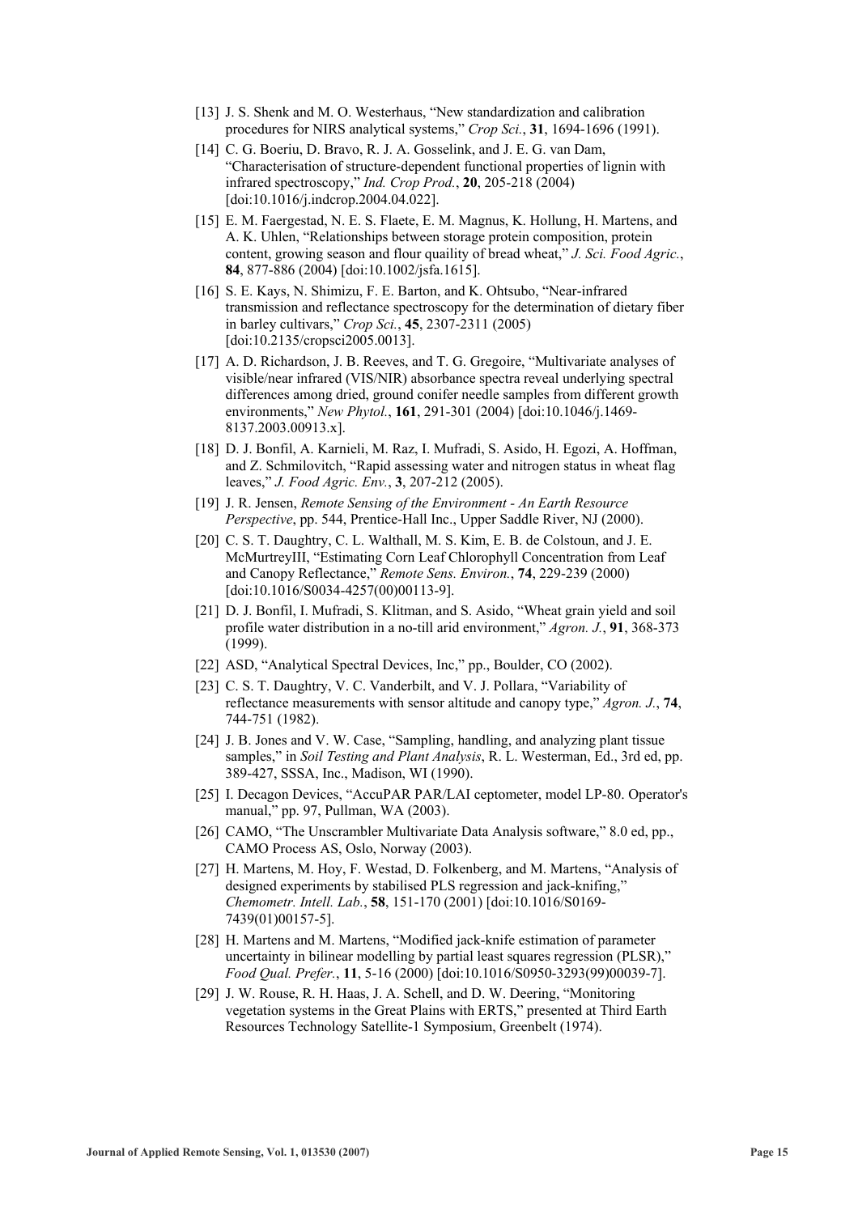[13] J. S. Shenk and M. O. Westerhaus, "New standardization and calibration procedures for NIRS analytical systems," *Crop Sci.*, **31**, 1694-1696 (1991).

[14] C. G. Boeriu, D. Bravo, R. J. A. Gosselink, and J. E. G. van Dam, "Characterisation of structure-dependent functional properties of lignin with infrared spectroscopy," *Ind. Crop Prod.*, **20**, 205-218 (2004) [doi:10.1016/j.indcrop.2004.04.022].

[15] E. M. Faergestad, N. E. S. Flaete, E. M. Magnus, K. Hollung, H. Martens, and A. K. Uhlen, "Relationships between storage protein composition, protein content, growing season and flour quaility of bread wheat," *J. Sci. Food Agric.*, **84**, 877-886 (2004) [doi:10.1002/jsfa.1615].

[16] S. E. Kays, N. Shimizu, F. E. Barton, and K. Ohtsubo, "Near-infrared transmission and reflectance spectroscopy for the determination of dietary fiber in barley cultivars," *Crop Sci.*, **45**, 2307-2311 (2005) [doi:10.2135/cropsci2005.0013].

[17] A. D. Richardson, J. B. Reeves, and T. G. Gregoire, "Multivariate analyses of visible/near infrared (VIS/NIR) absorbance spectra reveal underlying spectral differences among dried, ground conifer needle samples from different growth environments," *New Phytol.*, **161**, 291-301 (2004) [doi:10.1046/j.1469-8137.2003.00913.x].

[18] D. J. Bonfil, A. Karnieli, M. Raz, I. Mufradi, S. Asido, H. Egozi, A. Hoffman, and Z. Schmilovitch, "Rapid assessing water and nitrogen status in wheat flag leaves," *J. Food Agric. Env.*, **3**, 207-212 (2005).

[19] J. R. Jensen, *Remote Sensing of the Environment - An Earth Resource Perspective*, pp. 544, Prentice-Hall Inc., Upper Saddle River, NJ (2000).

[20] C. S. T. Daughtry, C. L. Walthall, M. S. Kim, E. B. de Colstoun, and J. E. McMurtreyIII, "Estimating Corn Leaf Chlorophyll Concentration from Leaf and Canopy Reflectance," *Remote Sens. Environ.*, **74**, 229-239 (2000) [doi:10.1016/S0034-4257(00)00113-9].

[21] D. J. Bonfil, I. Mufradi, S. Klitman, and S. Asido, "Wheat grain yield and soil profile water distribution in a no-till arid environment," *Agron. J.*, **91**, 368-373 (1999).

[22] ASD, "Analytical Spectral Devices, Inc," pp., Boulder, CO (2002).

[23] C. S. T. Daughtry, V. C. Vanderbilt, and V. J. Pollara, "Variability of reflectance measurements with sensor altitude and canopy type," *Agron. J.*, **74**, 744-751 (1982).

[24] J. B. Jones and V. W. Case, "Sampling, handling, and analyzing plant tissue samples," in *Soil Testing and Plant Analysis*, R. L. Westerman, Ed., 3rd ed, pp. 389-427, SSSA, Inc., Madison, WI (1990).

[25] I. Decagon Devices, "AccuPAR PAR/LAI ceptometer, model LP-80. Operator's manual," pp. 97, Pullman, WA (2003).

[26] CAMO, "The Unscrambler Multivariate Data Analysis software," 8.0 ed, pp., CAMO Process AS, Oslo, Norway (2003).

[27] H. Martens, M. Hoy, F. Westad, D. Folkenberg, and M. Martens, "Analysis of designed experiments by stabilised PLS regression and jack-knifing," *Chemometr. Intell. Lab.*, **58**, 151-170 (2001) [doi:10.1016/S0169-7439(01)00157-5].

[28] H. Martens and M. Martens, "Modified jack-knife estimation of parameter uncertainty in bilinear modelling by partial least squares regression (PLSR)," *Food Qual. Prefer.*, **11**, 5-16 (2000) [doi:10.1016/S0950-3293(99)00039-7].

[29] J. W. Rouse, R. H. Haas, J. A. Schell, and D. W. Deering, "Monitoring vegetation systems in the Great Plains with ERTS," presented at Third Earth Resources Technology Satellite-1 Symposium, Greenbelt (1974).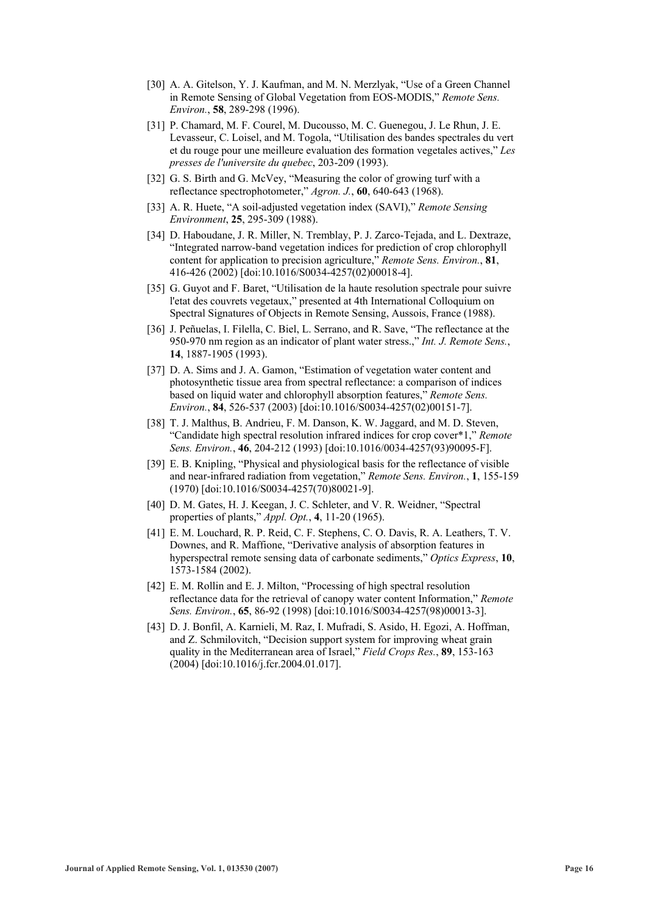[30] A. A. Gitelson, Y. J. Kaufman, and M. N. Merzlyak, "Use of a Green Channel in Remote Sensing of Global Vegetation from EOS-MODIS," *Remote Sens. Environ.*, **58**, 289-298 (1996).

[31] P. Chamard, M. F. Courel, M. Ducousso, M. C. Guenegou, J. Le Rhun, J. E. Levasseur, C. Loisel, and M. Togola, "Utilisation des bandes spectrales du vert et du rouge pour une meilleure evaluation des formation vegetales actives," *Les presses de l'universite du quebec*, 203-209 (1993).

[32] G. S. Birth and G. McVey, "Measuring the color of growing turf with a reflectance spectrophotometer," *Agron. J.*, **60**, 640-643 (1968).

[33] A. R. Huete, "A soil-adjusted vegetation index (SAVI)," *Remote Sensing Environment*, **25**, 295-309 (1988).

[34] D. Haboudane, J. R. Miller, N. Tremblay, P. J. Zarco-Tejada, and L. Dextraze, "Integrated narrow-band vegetation indices for prediction of crop chlorophyll content for application to precision agriculture," *Remote Sens. Environ.*, **81**, 416-426 (2002) [doi:10.1016/S0034-4257(02)00018-4].

[35] G. Guyot and F. Baret, "Utilisation de la haute resolution spectrale pour suivre l'etat des couvrets vegetaux," presented at 4th International Colloquium on Spectral Signatures of Objects in Remote Sensing, Aussois, France (1988).

[36] J. Peñuelas, I. Filella, C. Biel, L. Serrano, and R. Save, "The reflectance at the 950-970 nm region as an indicator of plant water stress.," *Int. J. Remote Sens.*, **14**, 1887-1905 (1993).

[37] D. A. Sims and J. A. Gamon, "Estimation of vegetation water content and photosynthetic tissue area from spectral reflectance: a comparison of indices based on liquid water and chlorophyll absorption features," *Remote Sens. Environ.*, **84**, 526-537 (2003) [doi:10.1016/S0034-4257(02)00151-7].

[38] T. J. Malthus, B. Andrieu, F. M. Danson, K. W. Jaggard, and M. D. Steven, "Candidate high spectral resolution infrared indices for crop cover*1," *Remote Sens. Environ.*, **46**, 204-212 (1993) [doi:10.1016/0034-4257(93)90095-F].

[39] E. B. Knipling, "Physical and physiological basis for the reflectance of visible and near-infrared radiation from vegetation," *Remote Sens. Environ.*, **1**, 155-159 (1970) [doi:10.1016/S0034-4257(70)80021-9].

[40] D. M. Gates, H. J. Keegan, J. C. Schleter, and V. R. Weidner, "Spectral properties of plants," *Appl. Opt.*, **4**, 11-20 (1965).

[41] E. M. Louchard, R. P. Reid, C. F. Stephens, C. O. Davis, R. A. Leathers, T. V. Downes, and R. Maffione, "Derivative analysis of absorption features in hyperspectral remote sensing data of carbonate sediments," *Optics Express*, **10**, 1573-1584 (2002).

[42] E. M. Rollin and E. J. Milton, "Processing of high spectral resolution reflectance data for the retrieval of canopy water content Information," *Remote Sens. Environ.*, **65**, 86-92 (1998) [doi:10.1016/S0034-4257(98)00013-3].

[43] D. J. Bonfil, A. Karnieli, M. Raz, I. Mufradi, S. Asido, H. Egozi, A. Hoffman, and Z. Schmilovitch, "Decision support system for improving wheat grain quality in the Mediterranean area of Israel," *Field Crops Res.*, **89**, 153-163 (2004) [doi:10.1016/j.fcr.2004.01.017].